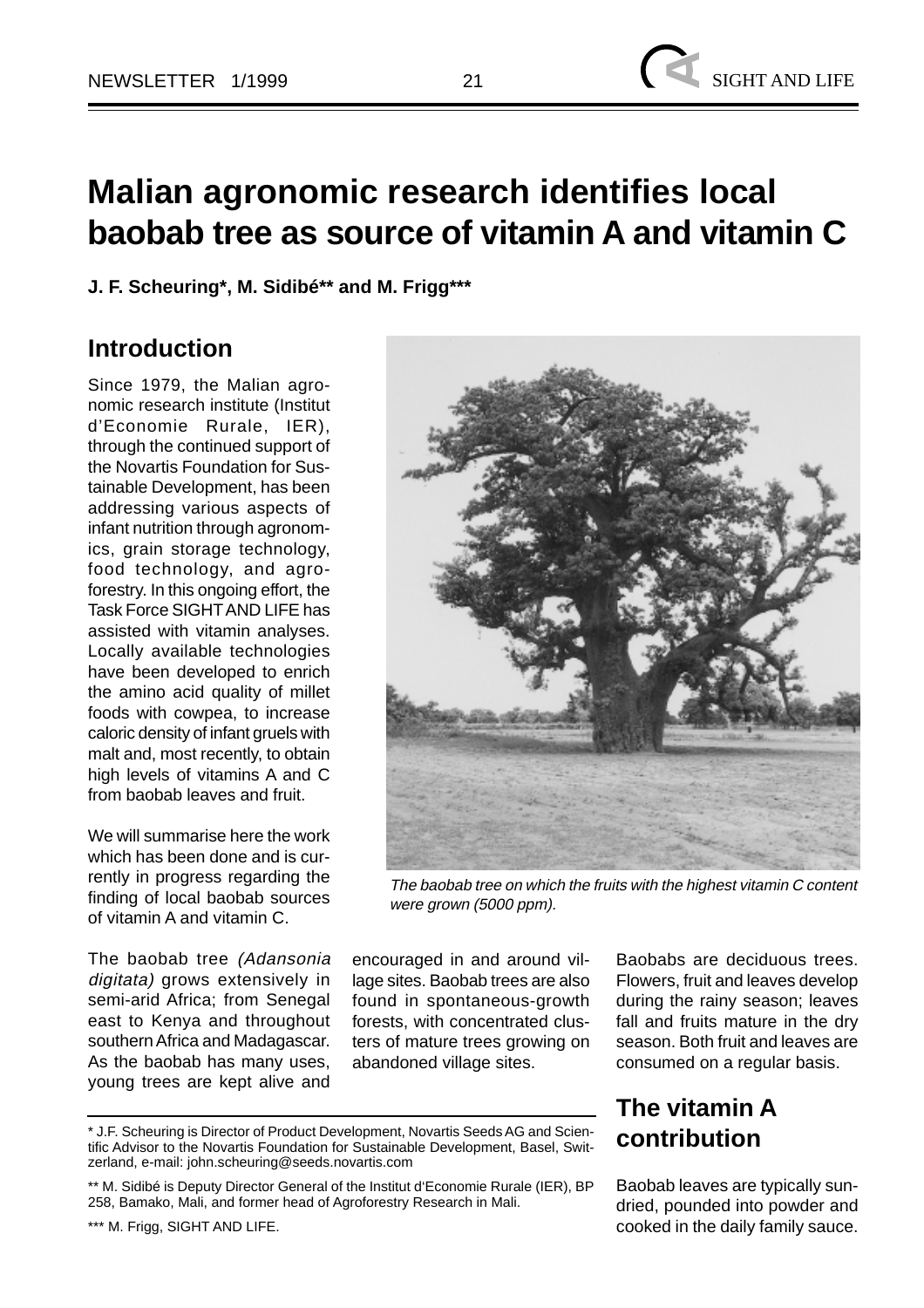# Malian agronomic research identifies local baobab tree as source of vitamin A and vitamin C

**J. F. Scheuring*, M. Sidibé** and M. Frigg*****

## Introduction

Since 1979, the Malian agronomic research institute (Institut d'Economie Rurale, IER), through the continued support of the Novartis Foundation for Sustainable Development, has been addressing various aspects of infant nutrition through agronomics, grain storage technology, food technology, and agroforestry. In this ongoing effort, the Task Force SIGHT AND LIFE has assisted with vitamin analyses. Locally available technologies have been developed to enrich the amino acid quality of millet foods with cowpea, to increase caloric density of infant gruels with malt and, most recently, to obtain high levels of vitamins A and C from baobab leaves and fruit.

We will summarise here the work which has been done and is currently in progress regarding the finding of local baobab sources of vitamin A and vitamin C.

*The baobab tree on which the fruits with the highest vitamin C content were grown (5000 ppm).*

The baobab tree *(Adansonia digitata)* grows extensively in semi-arid Africa; from Senegal east to Kenya and throughout southern Africa and Madagascar. As the baobab has many uses, young trees are kept alive and encouraged in and around village sites. Baobab trees are also found in spontaneous-growth forests, with concentrated clusters of mature trees growing on abandoned village sites.

Baobabs are deciduous trees. Flowers, fruit and leaves develop during the rainy season; leaves fall and fruits mature in the dry season. Both fruit and leaves are consumed on a regular basis.

## The vitamin A contribution

Baobab leaves are typically sun-dried, pounded into powder and cooked in the daily family sauce.

---

\* J.F. Scheuring is Director of Product Development, Novartis Seeds AG and Scientific Advisor to the Novartis Foundation for Sustainable Development, Basel, Switzerland, e-mail: john.scheuring@seeds.novartis.com

\** M. Sidibé is Deputy Director General of the Institut d'Economie Rurale (IER), BP 258, Bamako, Mali, and former head of Agroforestry Research in Mali.

\*** M. Frigg, SIGHT AND LIFE.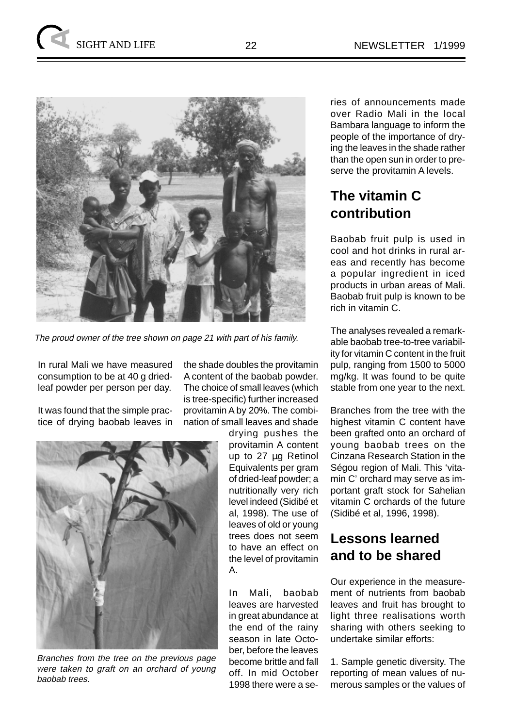The proud owner of the tree shown on page 21 with part of his family.

In rural Mali we have measured consumption to be at 40 g dried-leaf powder per person per day.

It was found that the simple practice of drying baobab leaves in the shade doubles the provitamin A content of the baobab powder. The choice of small leaves (which is tree-specific) further increased provitamin A by 20%. The combination of small leaves and shade drying pushes the provitamin A content up to 27 µg Retinol Equivalents per gram of dried-leaf powder; a nutritionally very rich level indeed (Sidibé et al, 1998). The use of leaves of old or young trees does not seem to have an effect on the level of provitamin A.

Branches from the tree on the previous page were taken to graft on an orchard of young baobab trees.

In Mali, baobab leaves are harvested in great abundance at the end of the rainy season in late October, before the leaves become brittle and fall off. In mid October 1998 there were a series of announcements made over Radio Mali in the local Bambara language to inform the people of the importance of drying the leaves in the shade rather than the open sun in order to preserve the provitamin A levels.

## The vitamin C contribution

Baobab fruit pulp is used in cool and hot drinks in rural areas and recently has become a popular ingredient in iced products in urban areas of Mali. Baobab fruit pulp is known to be rich in vitamin C.

The analyses revealed a remarkable baobab tree-to-tree variability for vitamin C content in the fruit pulp, ranging from 1500 to 5000 mg/kg. It was found to be quite stable from one year to the next.

Branches from the tree with the highest vitamin C content have been grafted onto an orchard of young baobab trees on the Cinzana Research Station in the Ségou region of Mali. This 'vitamin C' orchard may serve as important graft stock for Sahelian vitamin C orchards of the future (Sidibé et al, 1996, 1998).

## Lessons learned and to be shared

Our experience in the measurement of nutrients from baobab leaves and fruit has brought to light three realisations worth sharing with others seeking to undertake similar efforts:

1. Sample genetic diversity. The reporting of mean values of numerous samples or the values of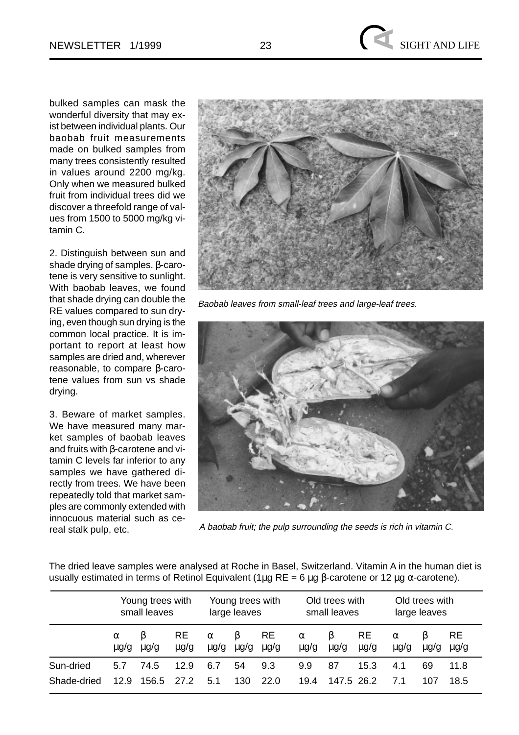bulked samples can mask the wonderful diversity that may exist between individual plants. Our baobab fruit measurements made on bulked samples from many trees consistently resulted in values around 2200 mg/kg. Only when we measured bulked fruit from individual trees did we discover a threefold range of values from 1500 to 5000 mg/kg vitamin C.

2. Distinguish between sun and shade drying of samples. β-carotene is very sensitive to sunlight. With baobab leaves, we found that shade drying can double the RE values compared to sun drying, even though sun drying is the common local practice. It is important to report at least how samples are dried and, wherever reasonable, to compare β-carotene values from sun vs shade drying.

3. Beware of market samples. We have measured many market samples of baobab leaves and fruits with β-carotene and vitamin C levels far inferior to any samples we have gathered directly from trees. We have been repeatedly told that market samples are commonly extended with innocuous material such as cereal stalk pulp, etc.

*Baobab leaves from small-leaf trees and large-leaf trees.*

*A baobab fruit; the pulp surrounding the seeds is rich in vitamin C.*

The dried leave samples were analysed at Roche in Basel, Switzerland. Vitamin A in the human diet is usually estimated in terms of Retinol Equivalent (1µg RE = 6 µg β-carotene or 12 µg α-carotene).

| | Young trees with small leaves | | | Young trees with large leaves | | | Old trees with small leaves | | | Old trees with large leaves | | |
|---|---|---|---|---|---|---|---|---|---|---|---|---|
| | α µg/g | β µg/g | RE µg/g | α µg/g | β µg/g | RE µg/g | α µg/g | β µg/g | RE µg/g | α µg/g | β µg/g | RE µg/g |
| Sun-dried | 5.7 | 74.5 | 12.9 | 6.7 | 54 | 9.3 | 9.9 | 87 | 15.3 | 4.1 | 69 | 11.8 |
| Shade-dried | 12.9 | 156.5 | 27.2 | 5.1 | 130 | 22.0 | 19.4 | 147.5 | 26.2 | 7.1 | 107 | 18.5 |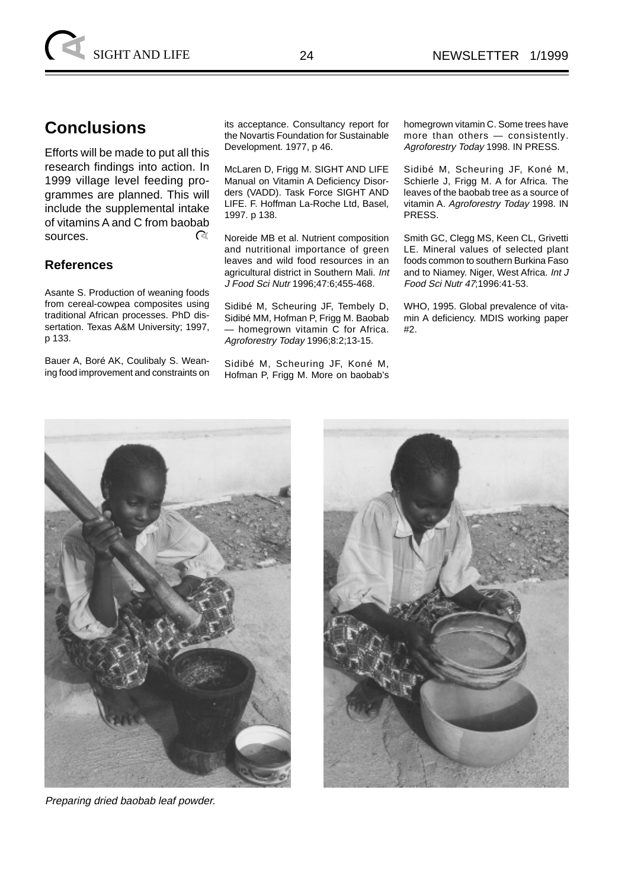## Conclusions

Efforts will be made to put all this research findings into action. In 1999 village level feeding programmes are planned. This will include the supplemental intake of vitamins A and C from baobab sources.

### References

Asante S. Production of weaning foods from cereal-cowpea composites using traditional African processes. PhD dissertation. Texas A&M University; 1997, p 133.

Bauer A, Boré AK, Coulibaly S. Weaning food improvement and constraints on its acceptance. Consultancy report for the Novartis Foundation for Sustainable Development. 1977, p 46.

McLaren D, Frigg M. SIGHT AND LIFE Manual on Vitamin A Deficiency Disorders (VADD). Task Force SIGHT AND LIFE. F. Hoffman La-Roche Ltd, Basel, 1997. p 138.

Noreide MB et al. Nutrient composition and nutritional importance of green leaves and wild food resources in an agricultural district in Southern Mali. *Int J Food Sci Nutr* 1996;47:6;455-468.

Sidibé M, Scheuring JF, Tembely D, Sidibé MM, Hofman P, Frigg M. Baobab — homegrown vitamin C for Africa. *Agroforestry Today* 1996;8:2;13-15.

Sidibé M, Scheuring JF, Koné M, Hofman P, Frigg M. More on baobab's homegrown vitamin C. Some trees have more than others — consistently. *Agroforestry Today* 1998. IN PRESS.

Sidibé M, Scheuring JF, Koné M, Schierle J, Frigg M. A for Africa. The leaves of the baobab tree as a source of vitamin A. *Agroforestry Today* 1998. IN PRESS.

Smith GC, Clegg MS, Keen CL, Grivetti LE. Mineral values of selected plant foods common to southern Burkina Faso and to Niamey. Niger, West Africa. *Int J Food Sci Nutr 47*;1996:41-53.

WHO, 1995. Global prevalence of vitamin A deficiency. MDIS working paper #2.

*Preparing dried baobab leaf powder.*